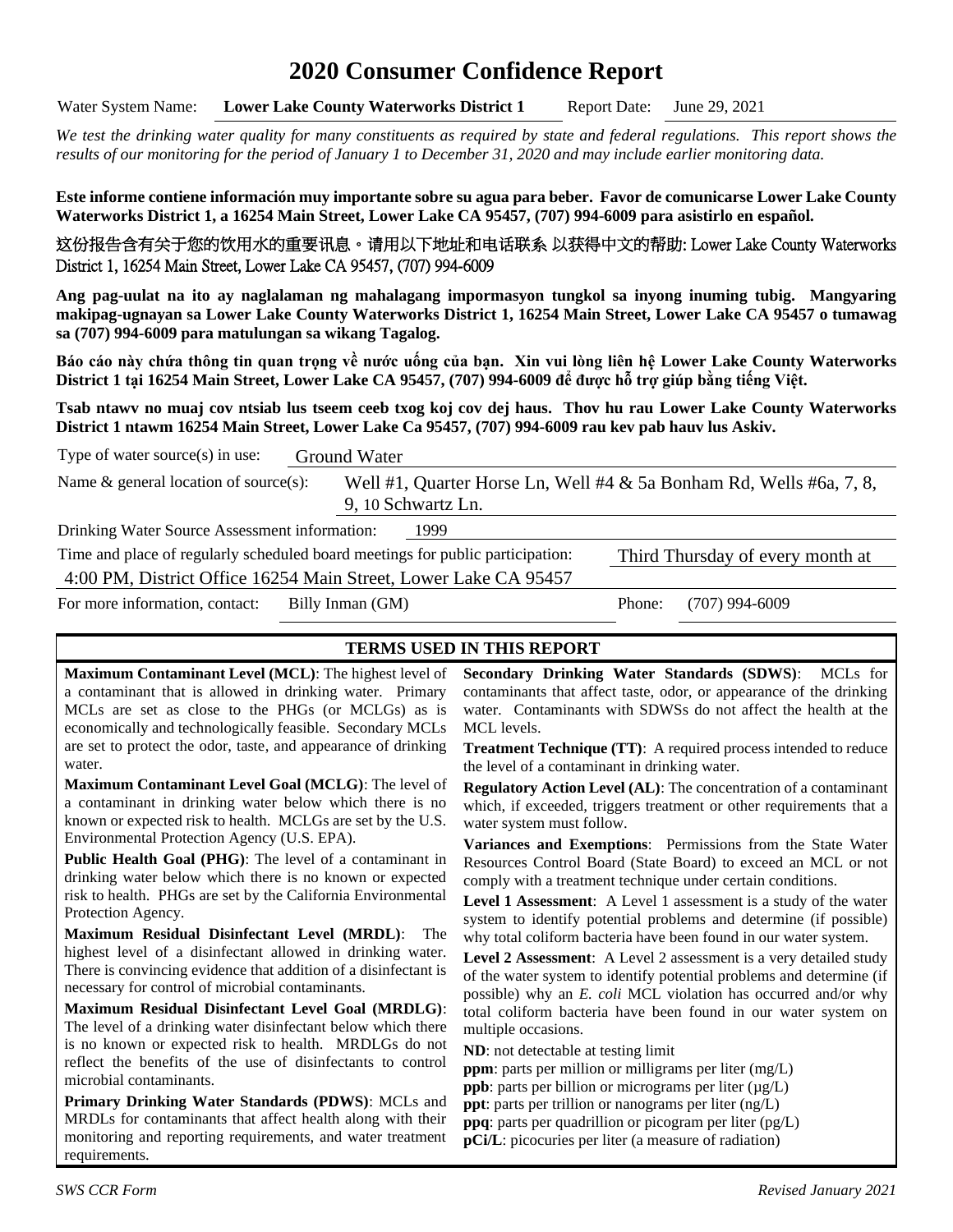# 2020 Consumer Confidence Report

Water System Name: **Lower Lake County Waterworks District 1** Report Date: June 29, 2021

*We test the drinking water quality for many constituents as required by state and federal regulations. This report shows the results of our monitoring for the period of January 1 to December 31, 2020 and may include earlier monitoring data.*

**Este informe contiene información muy importante sobre su agua para beber. Favor de comunicarse Lower Lake County Waterworks District 1, a 16254 Main Street, Lower Lake CA 95457, (707) 994-6009 para asistirlo en español.**

这份报告含有关于您的饮用水的重要讯息。请用以下地址和电话联系 以获得中文的帮助: Lower Lake County Waterworks District 1, 16254 Main Street, Lower Lake CA 95457, (707) 994-6009

**Ang pag-uulat na ito ay naglalaman ng mahalagang impormasyon tungkol sa inyong inuming tubig. Mangyaring makipag-ugnayan sa Lower Lake County Waterworks District 1, 16254 Main Street, Lower Lake CA 95457 o tumawag sa (707) 994-6009 para matulungan sa wikang Tagalog.**

**Báo cáo này chứa thông tin quan trọng về nước uống của bạn. Xin vui lòng liên hệ Lower Lake County Waterworks District 1 tại 16254 Main Street, Lower Lake CA 95457, (707) 994-6009 để được hỗ trợ giúp bằng tiếng Việt.**

**Tsab ntawv no muaj cov ntsiab lus tseem ceeb txog koj cov dej haus. Thov hu rau Lower Lake County Waterworks District 1 ntawm 16254 Main Street, Lower Lake Ca 95457, (707) 994-6009 rau kev pab hauv lus Askiv.**

Type of water source(s) in use: Ground Water

Name & general location of source(s): Well #1, Quarter Horse Ln, Well #4 & 5a Bonham Rd, Wells #6a, 7, 8, 9, 10 Schwartz Ln.

Drinking Water Source Assessment information: 1999

Time and place of regularly scheduled board meetings for public participation: Third Thursday of every month at 4:00 PM, District Office 16254 Main Street, Lower Lake CA 95457

For more information, contact: Billy Inman (GM) Phone: (707) 994-6009

## TERMS USED IN THIS REPORT

**Maximum Contaminant Level (MCL)**: The highest level of a contaminant that is allowed in drinking water. Primary MCLs are set as close to the PHGs (or MCLGs) as is economically and technologically feasible. Secondary MCLs are set to protect the odor, taste, and appearance of drinking water.

**Maximum Contaminant Level Goal (MCLG)**: The level of a contaminant in drinking water below which there is no known or expected risk to health. MCLGs are set by the U.S. Environmental Protection Agency (U.S. EPA).

**Public Health Goal (PHG)**: The level of a contaminant in drinking water below which there is no known or expected risk to health. PHGs are set by the California Environmental Protection Agency.

**Maximum Residual Disinfectant Level (MRDL)**: The highest level of a disinfectant allowed in drinking water. There is convincing evidence that addition of a disinfectant is necessary for control of microbial contaminants.

**Maximum Residual Disinfectant Level Goal (MRDLG)**: The level of a drinking water disinfectant below which there is no known or expected risk to health. MRDLGs do not reflect the benefits of the use of disinfectants to control microbial contaminants.

**Primary Drinking Water Standards (PDWS)**: MCLs and MRDLs for contaminants that affect health along with their monitoring and reporting requirements, and water treatment requirements.

**Secondary Drinking Water Standards (SDWS)**: MCLs for contaminants that affect taste, odor, or appearance of the drinking water. Contaminants with SDWSs do not affect the health at the MCL levels.

**Treatment Technique (TT)**: A required process intended to reduce the level of a contaminant in drinking water.

**Regulatory Action Level (AL)**: The concentration of a contaminant which, if exceeded, triggers treatment or other requirements that a water system must follow.

**Variances and Exemptions**: Permissions from the State Water Resources Control Board (State Board) to exceed an MCL or not comply with a treatment technique under certain conditions.

**Level 1 Assessment**: A Level 1 assessment is a study of the water system to identify potential problems and determine (if possible) why total coliform bacteria have been found in our water system.

**Level 2 Assessment**: A Level 2 assessment is a very detailed study of the water system to identify potential problems and determine (if possible) why an *E. coli* MCL violation has occurred and/or why total coliform bacteria have been found in our water system on multiple occasions.

**ND**: not detectable at testing limit

**ppm**: parts per million or milligrams per liter (mg/L)

**ppb**: parts per billion or micrograms per liter (μg/L)

**ppt**: parts per trillion or nanograms per liter (ng/L)

**ppq**: parts per quadrillion or picogram per liter (pg/L)

**pCi/L**: picocuries per liter (a measure of radiation)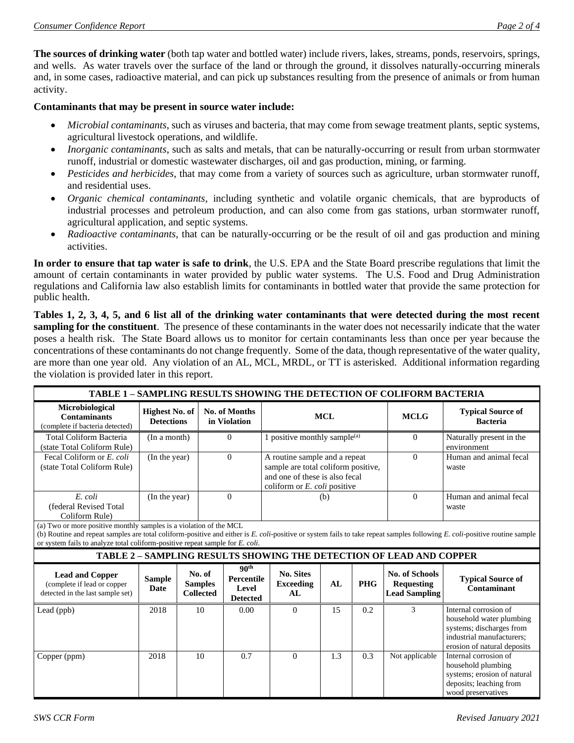**The sources of drinking water** (both tap water and bottled water) include rivers, lakes, streams, ponds, reservoirs, springs, and wells. As water travels over the surface of the land or through the ground, it dissolves naturally-occurring minerals and, in some cases, radioactive material, and can pick up substances resulting from the presence of animals or from human activity.

**Contaminants that may be present in source water include:**

- *Microbial contaminants*, such as viruses and bacteria, that may come from sewage treatment plants, septic systems, agricultural livestock operations, and wildlife.
- *Inorganic contaminants*, such as salts and metals, that can be naturally-occurring or result from urban stormwater runoff, industrial or domestic wastewater discharges, oil and gas production, mining, or farming.
- *Pesticides and herbicides*, that may come from a variety of sources such as agriculture, urban stormwater runoff, and residential uses.
- *Organic chemical contaminants*, including synthetic and volatile organic chemicals, that are byproducts of industrial processes and petroleum production, and can also come from gas stations, urban stormwater runoff, agricultural application, and septic systems.
- *Radioactive contaminants*, that can be naturally-occurring or be the result of oil and gas production and mining activities.

**In order to ensure that tap water is safe to drink**, the U.S. EPA and the State Board prescribe regulations that limit the amount of certain contaminants in water provided by public water systems. The U.S. Food and Drug Administration regulations and California law also establish limits for contaminants in bottled water that provide the same protection for public health.

**Tables 1, 2, 3, 4, 5, and 6 list all of the drinking water contaminants that were detected during the most recent sampling for the constituent**. The presence of these contaminants in the water does not necessarily indicate that the water poses a health risk. The State Board allows us to monitor for certain contaminants less than once per year because the concentrations of these contaminants do not change frequently. Some of the data, though representative of the water quality, are more than one year old. Any violation of an AL, MCL, MRDL, or TT is asterisked. Additional information regarding the violation is provided later in this report.

**TABLE 1 – SAMPLING RESULTS SHOWING THE DETECTION OF COLIFORM BACTERIA**

| Microbiological Contaminants (complete if bacteria detected) | Highest No. of Detections | No. of Months in Violation | MCL | MCLG | Typical Source of Bacteria |
|---|---|---|---|---|---|
| Total Coliform Bacteria (state Total Coliform Rule) | (In a month) | 0 | 1 positive monthly sample[(a)] | 0 | Naturally present in the environment |
| Fecal Coliform or *E. coli* (state Total Coliform Rule) | (In the year) | 0 | A routine sample and a repeat sample are total coliform positive, and one of these is also fecal coliform or *E. coli* positive | 0 | Human and animal fecal waste |
| *E. coli* (federal Revised Total Coliform Rule) | (In the year) | 0 | (b) | 0 | Human and animal fecal waste |

(a) Two or more positive monthly samples is a violation of the MCL
(b) Routine and repeat samples are total coliform-positive and either is *E. coli*-positive or system fails to take repeat samples following *E. coli*-positive routine sample or system fails to analyze total coliform-positive repeat sample for *E. coli*.

**TABLE 2 – SAMPLING RESULTS SHOWING THE DETECTION OF LEAD AND COPPER**

| Lead and Copper (complete if lead or copper detected in the last sample set) | Sample Date | No. of Samples Collected | 90th Percentile Level Detected | No. Sites Exceeding AL | AL | PHG | No. of Schools Requesting Lead Sampling | Typical Source of Contaminant |
|---|---|---|---|---|---|---|---|---|
| Lead (ppb) | 2018 | 10 | 0.00 | 0 | 15 | 0.2 | 3 | Internal corrosion of household water plumbing systems; discharges from industrial manufacturers; erosion of natural deposits |
| Copper (ppm) | 2018 | 10 | 0.7 | 0 | 1.3 | 0.3 | Not applicable | Internal corrosion of household plumbing systems; erosion of natural deposits; leaching from wood preservatives |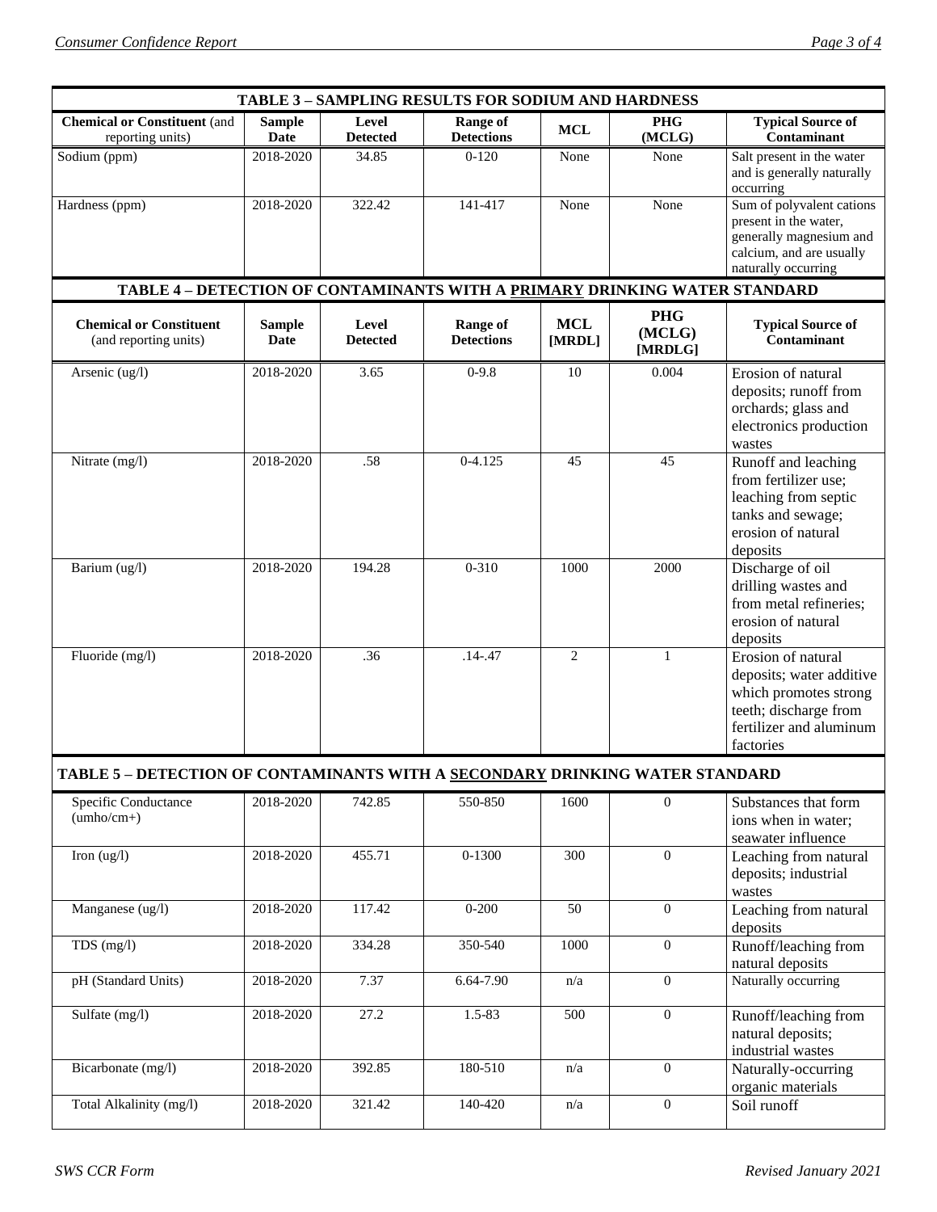| TABLE 3 – SAMPLING RESULTS FOR SODIUM AND HARDNESS | | | | | | |
|---|---|---|---|---|---|---|
| **Chemical or Constituent** (and reporting units) | **Sample Date** | **Level Detected** | **Range of Detections** | **MCL** | **PHG (MCLG)** | **Typical Source of Contaminant** |
| Sodium (ppm) | 2018-2020 | 34.85 | 0-120 | None | None | Salt present in the water and is generally naturally occurring |
| Hardness (ppm) | 2018-2020 | 322.42 | 141-417 | None | None | Sum of polyvalent cations present in the water, generally magnesium and calcium, and are usually naturally occurring |

| TABLE 4 – DETECTION OF CONTAMINANTS WITH A PRIMARY DRINKING WATER STANDARD | | | | | | |
|---|---|---|---|---|---|---|
| **Chemical or Constituent** (and reporting units) | **Sample Date** | **Level Detected** | **Range of Detections** | **MCL [MRDL]** | **PHG (MCLG) [MRDLG]** | **Typical Source of Contaminant** |
| Arsenic (ug/l) | 2018-2020 | 3.65 | 0-9.8 | 10 | 0.004 | Erosion of natural deposits; runoff from orchards; glass and electronics production wastes |
| Nitrate (mg/l) | 2018-2020 | .58 | 0-4.125 | 45 | 45 | Runoff and leaching from fertilizer use; leaching from septic tanks and sewage; erosion of natural deposits |
| Barium (ug/l) | 2018-2020 | 194.28 | 0-310 | 1000 | 2000 | Discharge of oil drilling wastes and from metal refineries; erosion of natural deposits |
| Fluoride (mg/l) | 2018-2020 | .36 | .14-.47 | 2 | 1 | Erosion of natural deposits; water additive which promotes strong teeth; discharge from fertilizer and aluminum factories |

| TABLE 5 – DETECTION OF CONTAMINANTS WITH A SECONDARY DRINKING WATER STANDARD | | | | | | |
|---|---|---|---|---|---|---|
| Specific Conductance (umho/cm+) | 2018-2020 | 742.85 | 550-850 | 1600 | 0 | Substances that form ions when in water; seawater influence |
| Iron (ug/l) | 2018-2020 | 455.71 | 0-1300 | 300 | 0 | Leaching from natural deposits; industrial wastes |
| Manganese (ug/l) | 2018-2020 | 117.42 | 0-200 | 50 | 0 | Leaching from natural deposits |
| TDS (mg/l) | 2018-2020 | 334.28 | 350-540 | 1000 | 0 | Runoff/leaching from natural deposits |
| pH (Standard Units) | 2018-2020 | 7.37 | 6.64-7.90 | n/a | 0 | Naturally occurring |
| Sulfate (mg/l) | 2018-2020 | 27.2 | 1.5-83 | 500 | 0 | Runoff/leaching from natural deposits; industrial wastes |
| Bicarbonate (mg/l) | 2018-2020 | 392.85 | 180-510 | n/a | 0 | Naturally-occurring organic materials |
| Total Alkalinity (mg/l) | 2018-2020 | 321.42 | 140-420 | n/a | 0 | Soil runoff |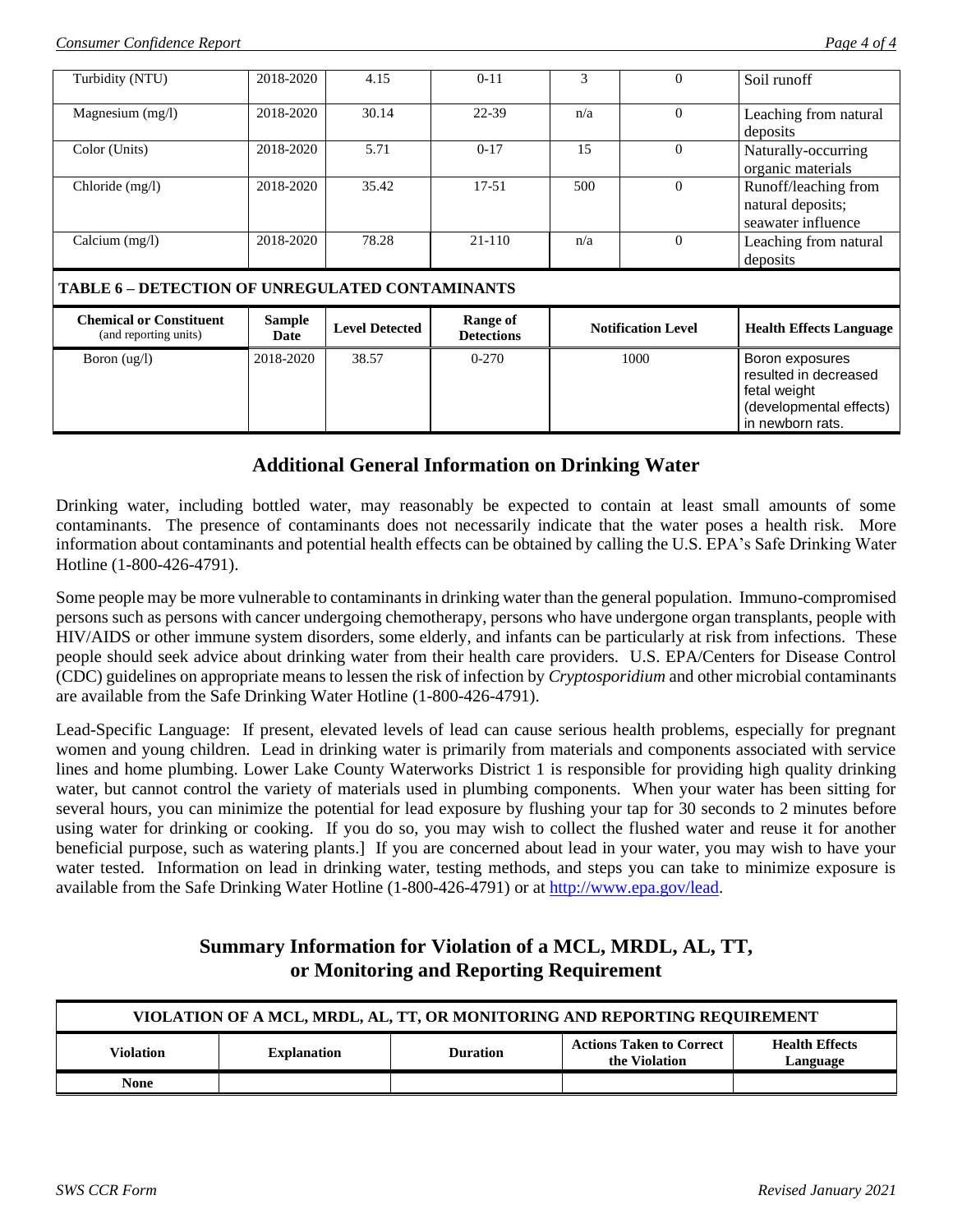| | | | | | | |
|---|---|---|---|---|---|---|
| Turbidity (NTU) | 2018-2020 | 4.15 | 0-11 | 3 | 0 | Soil runoff |
| Magnesium (mg/l) | 2018-2020 | 30.14 | 22-39 | n/a | 0 | Leaching from natural deposits |
| Color (Units) | 2018-2020 | 5.71 | 0-17 | 15 | 0 | Naturally-occurring organic materials |
| Chloride (mg/l) | 2018-2020 | 35.42 | 17-51 | 500 | 0 | Runoff/leaching from natural deposits; seawater influence |
| Calcium (mg/l) | 2018-2020 | 78.28 | 21-110 | n/a | 0 | Leaching from natural deposits |

**TABLE 6 – DETECTION OF UNREGULATED CONTAMINANTS**

| Chemical or Constituent (and reporting units) | Sample Date | Level Detected | Range of Detections | Notification Level | Health Effects Language |
|---|---|---|---|---|---|
| Boron (ug/l) | 2018-2020 | 38.57 | 0-270 | 1000 | Boron exposures resulted in decreased fetal weight (developmental effects) in newborn rats. |

## Additional General Information on Drinking Water

Drinking water, including bottled water, may reasonably be expected to contain at least small amounts of some contaminants. The presence of contaminants does not necessarily indicate that the water poses a health risk. More information about contaminants and potential health effects can be obtained by calling the U.S. EPA's Safe Drinking Water Hotline (1-800-426-4791).

Some people may be more vulnerable to contaminants in drinking water than the general population. Immuno-compromised persons such as persons with cancer undergoing chemotherapy, persons who have undergone organ transplants, people with HIV/AIDS or other immune system disorders, some elderly, and infants can be particularly at risk from infections. These people should seek advice about drinking water from their health care providers. U.S. EPA/Centers for Disease Control (CDC) guidelines on appropriate means to lessen the risk of infection by *Cryptosporidium* and other microbial contaminants are available from the Safe Drinking Water Hotline (1-800-426-4791).

Lead-Specific Language: If present, elevated levels of lead can cause serious health problems, especially for pregnant women and young children. Lead in drinking water is primarily from materials and components associated with service lines and home plumbing. Lower Lake County Waterworks District 1 is responsible for providing high quality drinking water, but cannot control the variety of materials used in plumbing components. When your water has been sitting for several hours, you can minimize the potential for lead exposure by flushing your tap for 30 seconds to 2 minutes before using water for drinking or cooking. If you do so, you may wish to collect the flushed water and reuse it for another beneficial purpose, such as watering plants.] If you are concerned about lead in your water, you may wish to have your water tested. Information on lead in drinking water, testing methods, and steps you can take to minimize exposure is available from the Safe Drinking Water Hotline (1-800-426-4791) or at http://www.epa.gov/lead.

## Summary Information for Violation of a MCL, MRDL, AL, TT, or Monitoring and Reporting Requirement

**VIOLATION OF A MCL, MRDL, AL, TT, OR MONITORING AND REPORTING REQUIREMENT**

| Violation | Explanation | Duration | Actions Taken to Correct the Violation | Health Effects Language |
|---|---|---|---|---|
| None | | | | |

SWS CCR Form

Revised January 2021